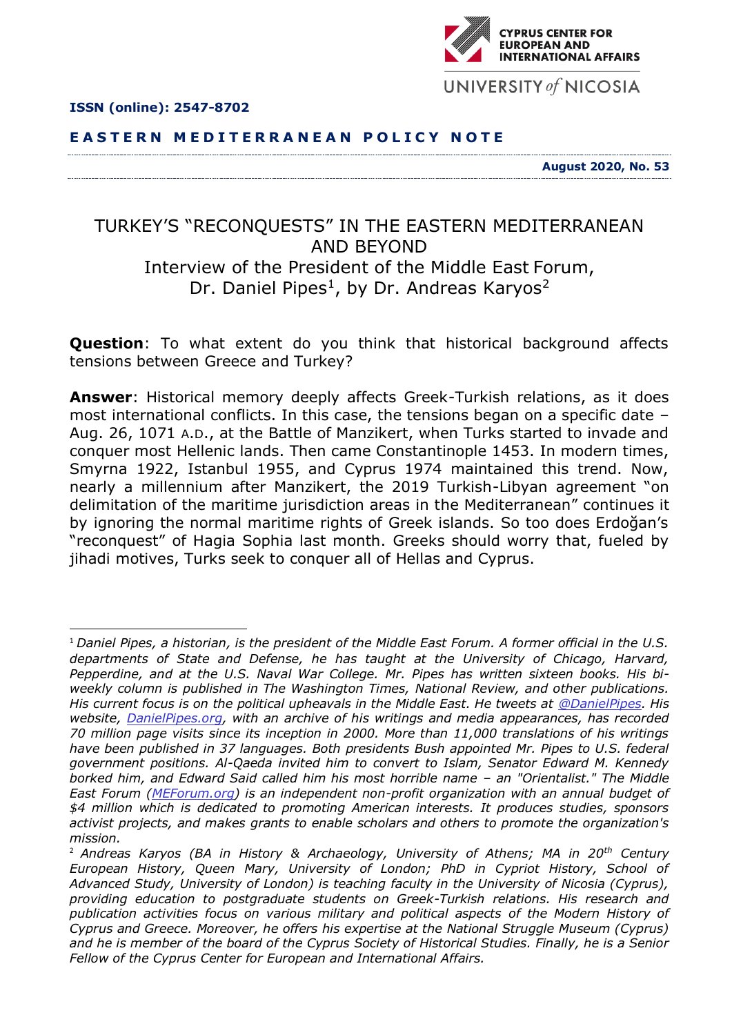**ISSN (online): 2547-8702**

**EASTERN MEDITERRANEAN POLICY NOTE**

**August 2020, No. 53**

# TURKEY'S "RECONQUESTS" IN THE EASTERN MEDITERRANEAN AND BEYOND

## Interview of the President of the Middle East Forum, Dr. Daniel Pipes[1], by Dr. Andreas Karyos[2]

**Question**: To what extent do you think that historical background affects tensions between Greece and Turkey?

**Answer**: Historical memory deeply affects Greek-Turkish relations, as it does most international conflicts. In this case, the tensions began on a specific date – Aug. 26, 1071 A.D., at the Battle of Manzikert, when Turks started to invade and conquer most Hellenic lands. Then came Constantinople 1453. In modern times, Smyrna 1922, Istanbul 1955, and Cyprus 1974 maintained this trend. Now, nearly a millennium after Manzikert, the 2019 Turkish-Libyan agreement "on delimitation of the maritime jurisdiction areas in the Mediterranean" continues it by ignoring the normal maritime rights of Greek islands. So too does Erdoğan's "reconquest" of Hagia Sophia last month. Greeks should worry that, fueled by jihadi motives, Turks seek to conquer all of Hellas and Cyprus.

---

[1] *Daniel Pipes, a historian, is the president of the Middle East Forum. A former official in the U.S. departments of State and Defense, he has taught at the University of Chicago, Harvard, Pepperdine, and at the U.S. Naval War College. Mr. Pipes has written sixteen books. His bi-weekly column is published in The Washington Times, National Review, and other publications. His current focus is on the political upheavals in the Middle East. He tweets at @DanielPipes. His website, DanielPipes.org, with an archive of his writings and media appearances, has recorded 70 million page visits since its inception in 2000. More than 11,000 translations of his writings have been published in 37 languages. Both presidents Bush appointed Mr. Pipes to U.S. federal government positions. Al-Qaeda invited him to convert to Islam, Senator Edward M. Kennedy borked him, and Edward Said called him his most horrible name – an "Orientalist." The Middle East Forum (MEForum.org) is an independent non-profit organization with an annual budget of $4 million which is dedicated to promoting American interests. It produces studies, sponsors activist projects, and makes grants to enable scholars and others to promote the organization's mission.*

[2] *Andreas Karyos (BA in History & Archaeology, University of Athens; MA in 20th Century European History, Queen Mary, University of London; PhD in Cypriot History, School of Advanced Study, University of London) is teaching faculty in the University of Nicosia (Cyprus), providing education to postgraduate students on Greek-Turkish relations. His research and publication activities focus on various military and political aspects of the Modern History of Cyprus and Greece. Moreover, he offers his expertise at the National Struggle Museum (Cyprus) and he is member of the board of the Cyprus Society of Historical Studies. Finally, he is a Senior Fellow of the Cyprus Center for European and International Affairs.*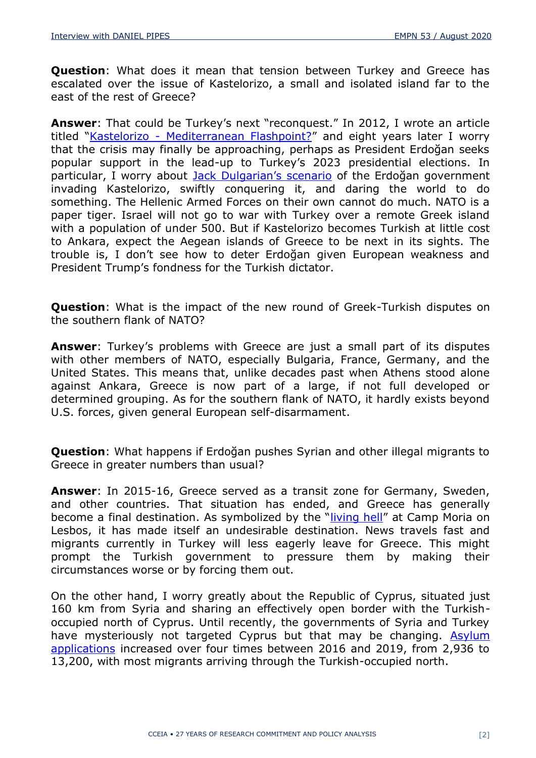**Question**: What does it mean that tension between Turkey and Greece has escalated over the issue of Kastelorizo, a small and isolated island far to the east of the rest of Greece?

**Answer**: That could be Turkey's next "reconquest." In 2012, I wrote an article titled "Kastelorizo - Mediterranean Flashpoint?" and eight years later I worry that the crisis may finally be approaching, perhaps as President Erdoğan seeks popular support in the lead-up to Turkey's 2023 presidential elections. In particular, I worry about Jack Dulgarian's scenario of the Erdoğan government invading Kastelorizo, swiftly conquering it, and daring the world to do something. The Hellenic Armed Forces on their own cannot do much. NATO is a paper tiger. Israel will not go to war with Turkey over a remote Greek island with a population of under 500. But if Kastelorizo becomes Turkish at little cost to Ankara, expect the Aegean islands of Greece to be next in its sights. The trouble is, I don't see how to deter Erdoğan given European weakness and President Trump's fondness for the Turkish dictator.

**Question**: What is the impact of the new round of Greek-Turkish disputes on the southern flank of NATO?

**Answer**: Turkey's problems with Greece are just a small part of its disputes with other members of NATO, especially Bulgaria, France, Germany, and the United States. This means that, unlike decades past when Athens stood alone against Ankara, Greece is now part of a large, if not full developed or determined grouping. As for the southern flank of NATO, it hardly exists beyond U.S. forces, given general European self-disarmament.

**Question**: What happens if Erdoğan pushes Syrian and other illegal migrants to Greece in greater numbers than usual?

**Answer**: In 2015-16, Greece served as a transit zone for Germany, Sweden, and other countries. That situation has ended, and Greece has generally become a final destination. As symbolized by the "living hell" at Camp Moria on Lesbos, it has made itself an undesirable destination. News travels fast and migrants currently in Turkey will less eagerly leave for Greece. This might prompt the Turkish government to pressure them by making their circumstances worse or by forcing them out.

On the other hand, I worry greatly about the Republic of Cyprus, situated just 160 km from Syria and sharing an effectively open border with the Turkish-occupied north of Cyprus. Until recently, the governments of Syria and Turkey have mysteriously not targeted Cyprus but that may be changing. Asylum applications increased over four times between 2016 and 2019, from 2,936 to 13,200, with most migrants arriving through the Turkish-occupied north.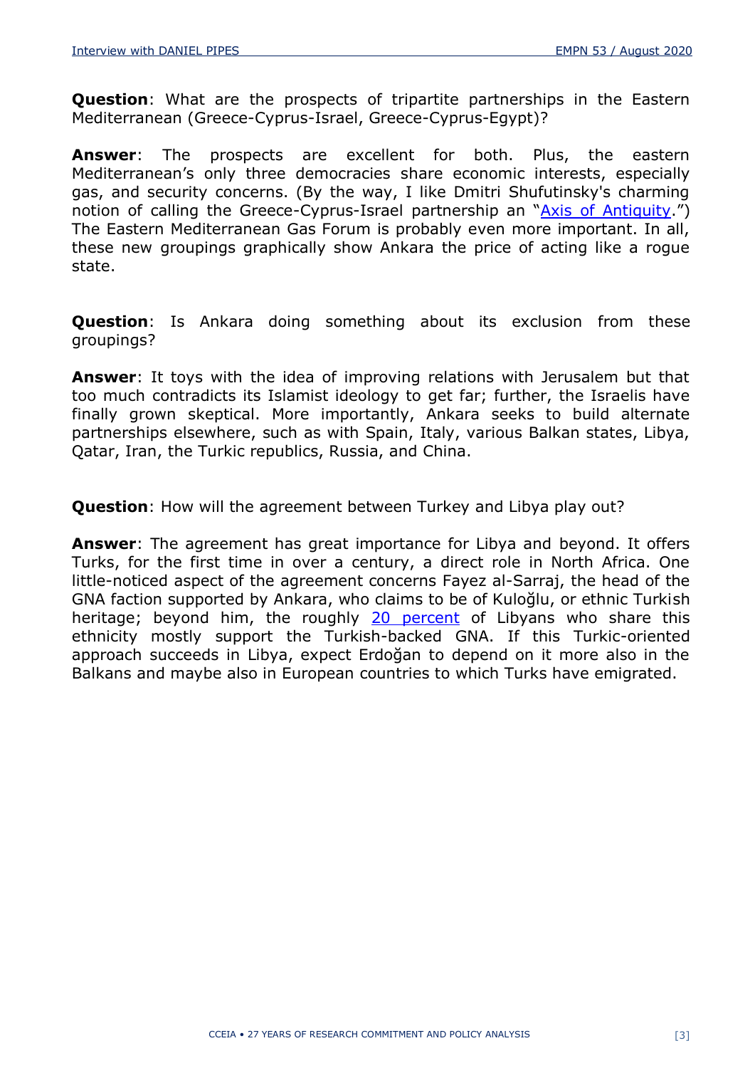**Question**: What are the prospects of tripartite partnerships in the Eastern Mediterranean (Greece-Cyprus-Israel, Greece-Cyprus-Egypt)?

**Answer**: The prospects are excellent for both. Plus, the eastern Mediterranean's only three democracies share economic interests, especially gas, and security concerns. (By the way, I like Dmitri Shufutinsky's charming notion of calling the Greece-Cyprus-Israel partnership an "Axis of Antiquity.") The Eastern Mediterranean Gas Forum is probably even more important. In all, these new groupings graphically show Ankara the price of acting like a rogue state.

**Question**: Is Ankara doing something about its exclusion from these groupings?

**Answer**: It toys with the idea of improving relations with Jerusalem but that too much contradicts its Islamist ideology to get far; further, the Israelis have finally grown skeptical. More importantly, Ankara seeks to build alternate partnerships elsewhere, such as with Spain, Italy, various Balkan states, Libya, Qatar, Iran, the Turkic republics, Russia, and China.

**Question**: How will the agreement between Turkey and Libya play out?

**Answer**: The agreement has great importance for Libya and beyond. It offers Turks, for the first time in over a century, a direct role in North Africa. One little-noticed aspect of the agreement concerns Fayez al-Sarraj, the head of the GNA faction supported by Ankara, who claims to be of Kuloğlu, or ethnic Turkish heritage; beyond him, the roughly 20 percent of Libyans who share this ethnicity mostly support the Turkish-backed GNA. If this Turkic-oriented approach succeeds in Libya, expect Erdoğan to depend on it more also in the Balkans and maybe also in European countries to which Turks have emigrated.